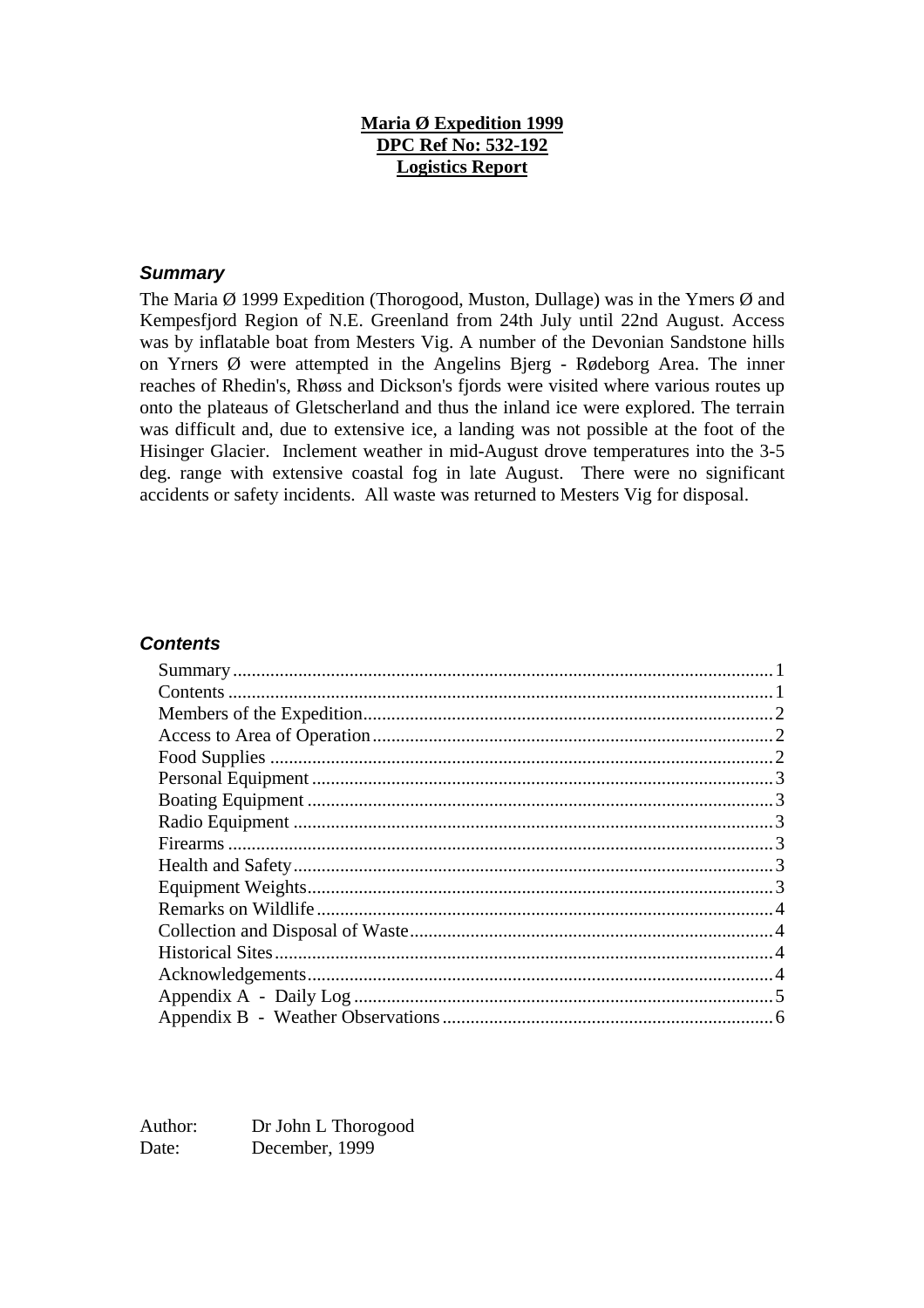**Maria Ø Expedition 1999**
**DPC Ref No: 532-192**
**Logistics Report**

### *Summary*

The Maria Ø 1999 Expedition (Thorogood, Muston, Dullage) was in the Ymers Ø and Kempesfjord Region of N.E. Greenland from 24th July until 22nd August. Access was by inflatable boat from Mesters Vig. A number of the Devonian Sandstone hills on Yrners Ø were attempted in the Angelins Bjerg - Rødeborg Area. The inner reaches of Rhedin's, Rhøss and Dickson's fjords were visited where various routes up onto the plateaus of Gletscherland and thus the inland ice were explored. The terrain was difficult and, due to extensive ice, a landing was not possible at the foot of the Hisinger Glacier. Inclement weather in mid-August drove temperatures into the 3-5 deg. range with extensive coastal fog in late August. There were no significant accidents or safety incidents. All waste was returned to Mesters Vig for disposal.

### *Contents*

- Summary ........ 1
- Contents ........ 1
- Members of the Expedition ........ 2
- Access to Area of Operation ........ 2
- Food Supplies ........ 2
- Personal Equipment ........ 3
- Boating Equipment ........ 3
- Radio Equipment ........ 3
- Firearms ........ 3
- Health and Safety ........ 3
- Equipment Weights ........ 3
- Remarks on Wildlife ........ 4
- Collection and Disposal of Waste ........ 4
- Historical Sites ........ 4
- Acknowledgements ........ 4
- Appendix A - Daily Log ........ 5
- Appendix B - Weather Observations ........ 6

Author: Dr John L Thorogood
Date: December, 1999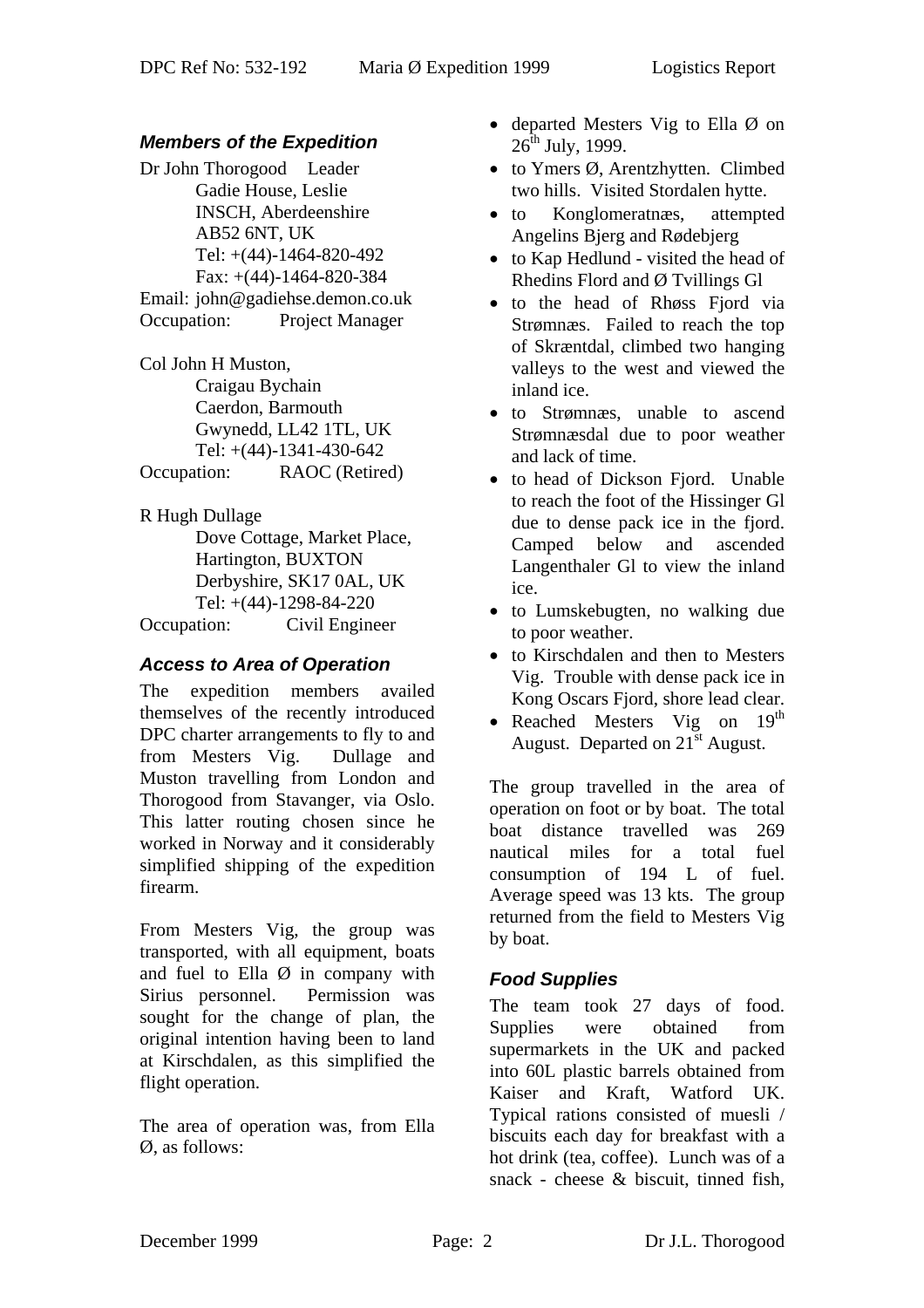### *Members of the Expedition*

Dr John Thorogood Leader
Gadie House, Leslie
INSCH, Aberdeenshire
AB52 6NT, UK
Tel: +(44)-1464-820-492
Fax: +(44)-1464-820-384
Email: john@gadiehse.demon.co.uk
Occupation: Project Manager

Col John H Muston,
Craigau Bychain
Caerdon, Barmouth
Gwynedd, LL42 1TL, UK
Tel: +(44)-1341-430-642
Occupation: RAOC (Retired)

R Hugh Dullage
Dove Cottage, Market Place,
Hartington, BUXTON
Derbyshire, SK17 0AL, UK
Tel: +(44)-1298-84-220
Occupation: Civil Engineer

### *Access to Area of Operation*

The expedition members availed themselves of the recently introduced DPC charter arrangements to fly to and from Mesters Vig. Dullage and Muston travelling from London and Thorogood from Stavanger, via Oslo. This latter routing chosen since he worked in Norway and it considerably simplified shipping of the expedition firearm.

From Mesters Vig, the group was transported, with all equipment, boats and fuel to Ella Ø in company with Sirius personnel. Permission was sought for the change of plan, the original intention having been to land at Kirschdalen, as this simplified the flight operation.

The area of operation was, from Ella Ø, as follows:

- departed Mesters Vig to Ella Ø on 26th July, 1999.
- to Ymers Ø, Arentzhytten. Climbed two hills. Visited Stordalen hytte.
- to Konglomeratnæs, attempted Angelins Bjerg and Rødebjerg
- to Kap Hedlund - visited the head of Rhedins Flord and Ø Tvillings Gl
- to the head of Rhøss Fjord via Strømnæs. Failed to reach the top of Skræntdal, climbed two hanging valleys to the west and viewed the inland ice.
- to Strømnæs, unable to ascend Strømnæsdal due to poor weather and lack of time.
- to head of Dickson Fjord. Unable to reach the foot of the Hissinger Gl due to dense pack ice in the fjord. Camped below and ascended Langenthaler Gl to view the inland ice.
- to Lumskebugten, no walking due to poor weather.
- to Kirschdalen and then to Mesters Vig. Trouble with dense pack ice in Kong Oscars Fjord, shore lead clear.
- Reached Mesters Vig on 19th August. Departed on 21st August.

The group travelled in the area of operation on foot or by boat. The total boat distance travelled was 269 nautical miles for a total fuel consumption of 194 L of fuel. Average speed was 13 kts. The group returned from the field to Mesters Vig by boat.

### *Food Supplies*

The team took 27 days of food. Supplies were obtained from supermarkets in the UK and packed into 60L plastic barrels obtained from Kaiser and Kraft, Watford UK. Typical rations consisted of muesli / biscuits each day for breakfast with a hot drink (tea, coffee). Lunch was of a snack - cheese & biscuit, tinned fish,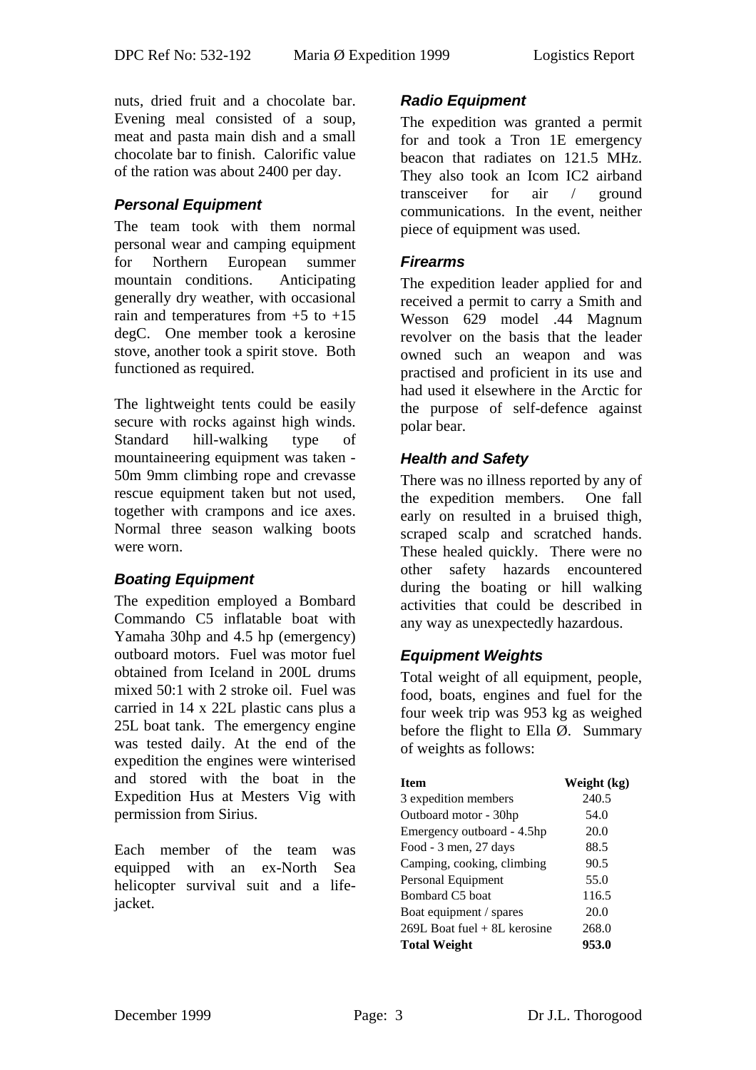nuts, dried fruit and a chocolate bar. Evening meal consisted of a soup, meat and pasta main dish and a small chocolate bar to finish. Calorific value of the ration was about 2400 per day.

### *Personal Equipment*

The team took with them normal personal wear and camping equipment for Northern European summer mountain conditions. Anticipating generally dry weather, with occasional rain and temperatures from +5 to +15 degC. One member took a kerosine stove, another took a spirit stove. Both functioned as required.

The lightweight tents could be easily secure with rocks against high winds. Standard hill-walking type of mountaineering equipment was taken - 50m 9mm climbing rope and crevasse rescue equipment taken but not used, together with crampons and ice axes. Normal three season walking boots were worn.

### *Boating Equipment*

The expedition employed a Bombard Commando C5 inflatable boat with Yamaha 30hp and 4.5 hp (emergency) outboard motors. Fuel was motor fuel obtained from Iceland in 200L drums mixed 50:1 with 2 stroke oil. Fuel was carried in 14 x 22L plastic cans plus a 25L boat tank. The emergency engine was tested daily. At the end of the expedition the engines were winterised and stored with the boat in the Expedition Hus at Mesters Vig with permission from Sirius.

Each member of the team was equipped with an ex-North Sea helicopter survival suit and a life-jacket.

### *Radio Equipment*

The expedition was granted a permit for and took a Tron 1E emergency beacon that radiates on 121.5 MHz. They also took an Icom IC2 airband transceiver for air / ground communications. In the event, neither piece of equipment was used.

### *Firearms*

The expedition leader applied for and received a permit to carry a Smith and Wesson 629 model .44 Magnum revolver on the basis that the leader owned such an weapon and was practised and proficient in its use and had used it elsewhere in the Arctic for the purpose of self-defence against polar bear.

### *Health and Safety*

There was no illness reported by any of the expedition members. One fall early on resulted in a bruised thigh, scraped scalp and scratched hands. These healed quickly. There were no other safety hazards encountered during the boating or hill walking activities that could be described in any way as unexpectedly hazardous.

### *Equipment Weights*

Total weight of all equipment, people, food, boats, engines and fuel for the four week trip was 953 kg as weighed before the flight to Ella Ø. Summary of weights as follows:

| Item | Weight (kg) |
|---|---|
| 3 expedition members | 240.5 |
| Outboard motor - 30hp | 54.0 |
| Emergency outboard - 4.5hp | 20.0 |
| Food - 3 men, 27 days | 88.5 |
| Camping, cooking, climbing | 90.5 |
| Personal Equipment | 55.0 |
| Bombard C5 boat | 116.5 |
| Boat equipment / spares | 20.0 |
| 269L Boat fuel + 8L kerosine | 268.0 |
| **Total Weight** | **953.0** |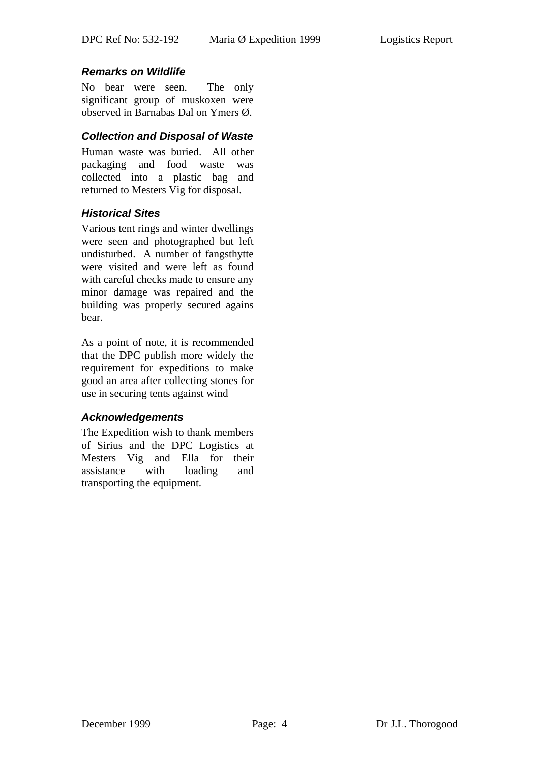### *Remarks on Wildlife*

No bear were seen. The only significant group of muskoxen were observed in Barnabas Dal on Ymers Ø.

### *Collection and Disposal of Waste*

Human waste was buried. All other packaging and food waste was collected into a plastic bag and returned to Mesters Vig for disposal.

### *Historical Sites*

Various tent rings and winter dwellings were seen and photographed but left undisturbed. A number of fangsthytte were visited and were left as found with careful checks made to ensure any minor damage was repaired and the building was properly secured agains bear.

As a point of note, it is recommended that the DPC publish more widely the requirement for expeditions to make good an area after collecting stones for use in securing tents against wind

### *Acknowledgements*

The Expedition wish to thank members of Sirius and the DPC Logistics at Mesters Vig and Ella for their assistance with loading and transporting the equipment.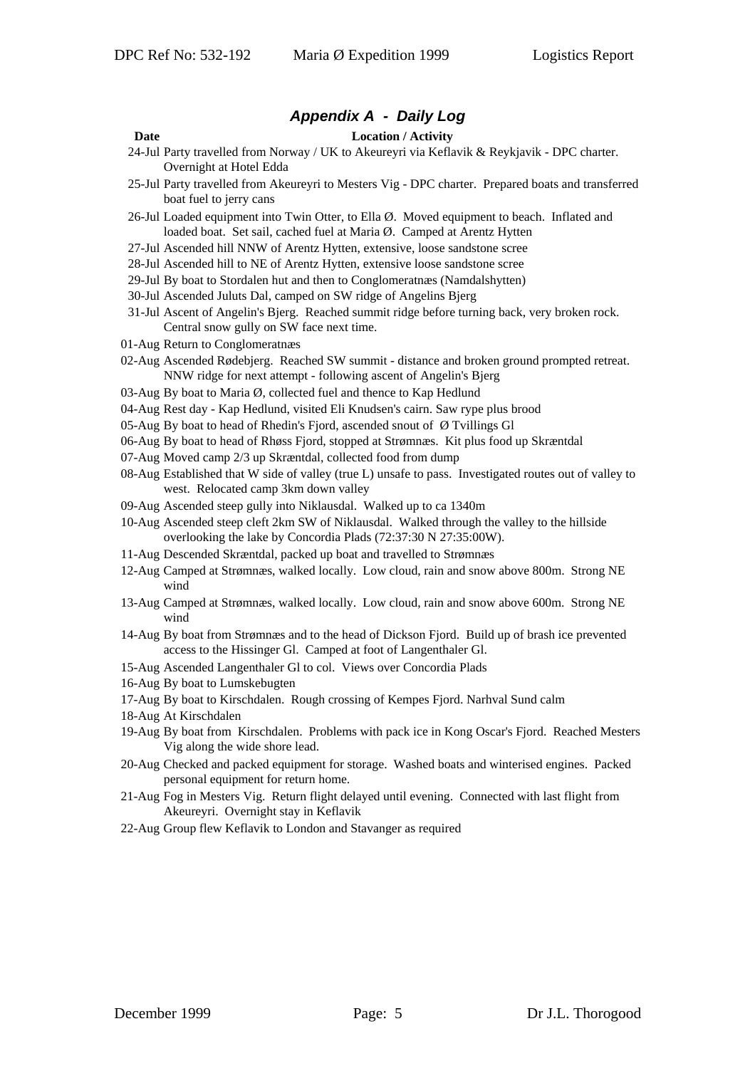## *Appendix A - Daily Log*

| Date | Location / Activity |
|---|---|
| 24-Jul | Party travelled from Norway / UK to Akeureyri via Keflavik & Reykjavik - DPC charter. Overnight at Hotel Edda |
| 25-Jul | Party travelled from Akeureyri to Mesters Vig - DPC charter. Prepared boats and transferred boat fuel to jerry cans |
| 26-Jul | Loaded equipment into Twin Otter, to Ella Ø. Moved equipment to beach. Inflated and loaded boat. Set sail, cached fuel at Maria Ø. Camped at Arentz Hytten |
| 27-Jul | Ascended hill NNW of Arentz Hytten, extensive, loose sandstone scree |
| 28-Jul | Ascended hill to NE of Arentz Hytten, extensive loose sandstone scree |
| 29-Jul | By boat to Stordalen hut and then to Conglomeratnæs (Namdalshytten) |
| 30-Jul | Ascended Juluts Dal, camped on SW ridge of Angelins Bjerg |
| 31-Jul | Ascent of Angelin's Bjerg. Reached summit ridge before turning back, very broken rock. Central snow gully on SW face next time. |
| 01-Aug | Return to Conglomeratnæs |
| 02-Aug | Ascended Rødebjerg. Reached SW summit - distance and broken ground prompted retreat. NNW ridge for next attempt - following ascent of Angelin's Bjerg |
| 03-Aug | By boat to Maria Ø, collected fuel and thence to Kap Hedlund |
| 04-Aug | Rest day - Kap Hedlund, visited Eli Knudsen's cairn. Saw rype plus brood |
| 05-Aug | By boat to head of Rhedin's Fjord, ascended snout of Ø Tvillings Gl |
| 06-Aug | By boat to head of Rhøss Fjord, stopped at Strømnæs. Kit plus food up Skræntdal |
| 07-Aug | Moved camp 2/3 up Skræntdal, collected food from dump |
| 08-Aug | Established that W side of valley (true L) unsafe to pass. Investigated routes out of valley to west. Relocated camp 3km down valley |
| 09-Aug | Ascended steep gully into Niklausdal. Walked up to ca 1340m |
| 10-Aug | Ascended steep cleft 2km SW of Niklausdal. Walked through the valley to the hillside overlooking the lake by Concordia Plads (72:37:30 N 27:35:00W). |
| 11-Aug | Descended Skræntdal, packed up boat and travelled to Strømnæs |
| 12-Aug | Camped at Strømnæs, walked locally. Low cloud, rain and snow above 800m. Strong NE wind |
| 13-Aug | Camped at Strømnæs, walked locally. Low cloud, rain and snow above 600m. Strong NE wind |
| 14-Aug | By boat from Strømnæs and to the head of Dickson Fjord. Build up of brash ice prevented access to the Hissinger Gl. Camped at foot of Langenthaler Gl. |
| 15-Aug | Ascended Langenthaler Gl to col. Views over Concordia Plads |
| 16-Aug | By boat to Lumskebugten |
| 17-Aug | By boat to Kirschdalen. Rough crossing of Kempes Fjord. Narhval Sund calm |
| 18-Aug | At Kirschdalen |
| 19-Aug | By boat from Kirschdalen. Problems with pack ice in Kong Oscar's Fjord. Reached Mesters Vig along the wide shore lead. |
| 20-Aug | Checked and packed equipment for storage. Washed boats and winterised engines. Packed personal equipment for return home. |
| 21-Aug | Fog in Mesters Vig. Return flight delayed until evening. Connected with last flight from Akeureyri. Overnight stay in Keflavik |
| 22-Aug | Group flew Keflavik to London and Stavanger as required |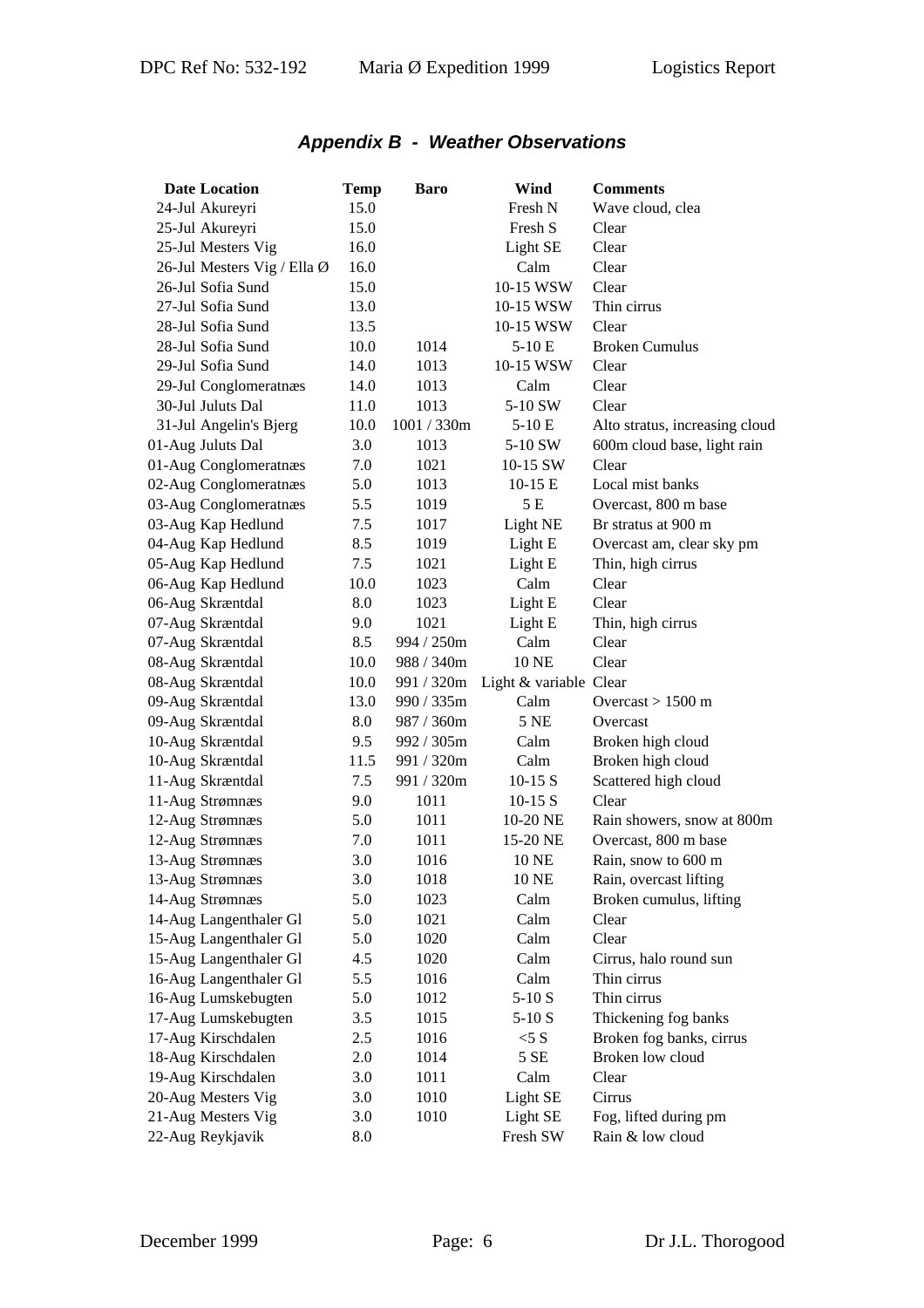## *Appendix B - Weather Observations*

| Date | Location | Temp | Baro | Wind | Comments |
|---|---|---|---|---|---|
| 24-Jul | Akureyri | 15.0 | | Fresh N | Wave cloud, clea |
| 25-Jul | Akureyri | 15.0 | | Fresh S | Clear |
| 25-Jul | Mesters Vig | 16.0 | | Light SE | Clear |
| 26-Jul | Mesters Vig / Ella Ø | 16.0 | | Calm | Clear |
| 26-Jul | Sofia Sund | 15.0 | | 10-15 WSW | Clear |
| 27-Jul | Sofia Sund | 13.0 | | 10-15 WSW | Thin cirrus |
| 28-Jul | Sofia Sund | 13.5 | | 10-15 WSW | Clear |
| 28-Jul | Sofia Sund | 10.0 | 1014 | 5-10 E | Broken Cumulus |
| 29-Jul | Sofia Sund | 14.0 | 1013 | 10-15 WSW | Clear |
| 29-Jul | Conglomeratnæs | 14.0 | 1013 | Calm | Clear |
| 30-Jul | Juluts Dal | 11.0 | 1013 | 5-10 SW | Clear |
| 31-Jul | Angelin's Bjerg | 10.0 | 1001 / 330m | 5-10 E | Alto stratus, increasing cloud |
| 01-Aug | Juluts Dal | 3.0 | 1013 | 5-10 SW | 600m cloud base, light rain |
| 01-Aug | Conglomeratnæs | 7.0 | 1021 | 10-15 SW | Clear |
| 02-Aug | Conglomeratnæs | 5.0 | 1013 | 10-15 E | Local mist banks |
| 03-Aug | Conglomeratnæs | 5.5 | 1019 | 5 E | Overcast, 800 m base |
| 03-Aug | Kap Hedlund | 7.5 | 1017 | Light NE | Br stratus at 900 m |
| 04-Aug | Kap Hedlund | 8.5 | 1019 | Light E | Overcast am, clear sky pm |
| 05-Aug | Kap Hedlund | 7.5 | 1021 | Light E | Thin, high cirrus |
| 06-Aug | Kap Hedlund | 10.0 | 1023 | Calm | Clear |
| 06-Aug | Skræntdal | 8.0 | 1023 | Light E | Clear |
| 07-Aug | Skræntdal | 9.0 | 1021 | Light E | Thin, high cirrus |
| 07-Aug | Skræntdal | 8.5 | 994 / 250m | Calm | Clear |
| 08-Aug | Skræntdal | 10.0 | 988 / 340m | 10 NE | Clear |
| 08-Aug | Skræntdal | 10.0 | 991 / 320m | Light & variable | Clear |
| 09-Aug | Skræntdal | 13.0 | 990 / 335m | Calm | Overcast > 1500 m |
| 09-Aug | Skræntdal | 8.0 | 987 / 360m | 5 NE | Overcast |
| 10-Aug | Skræntdal | 9.5 | 992 / 305m | Calm | Broken high cloud |
| 10-Aug | Skræntdal | 11.5 | 991 / 320m | Calm | Broken high cloud |
| 11-Aug | Skræntdal | 7.5 | 991 / 320m | 10-15 S | Scattered high cloud |
| 11-Aug | Strømnæs | 9.0 | 1011 | 10-15 S | Clear |
| 12-Aug | Strømnæs | 5.0 | 1011 | 10-20 NE | Rain showers, snow at 800m |
| 12-Aug | Strømnæs | 7.0 | 1011 | 15-20 NE | Overcast, 800 m base |
| 13-Aug | Strømnæs | 3.0 | 1016 | 10 NE | Rain, snow to 600 m |
| 13-Aug | Strømnæs | 3.0 | 1018 | 10 NE | Rain, overcast lifting |
| 14-Aug | Strømnæs | 5.0 | 1023 | Calm | Broken cumulus, lifting |
| 14-Aug | Langenthaler Gl | 5.0 | 1021 | Calm | Clear |
| 15-Aug | Langenthaler Gl | 5.0 | 1020 | Calm | Clear |
| 15-Aug | Langenthaler Gl | 4.5 | 1020 | Calm | Cirrus, halo round sun |
| 16-Aug | Langenthaler Gl | 5.5 | 1016 | Calm | Thin cirrus |
| 16-Aug | Lumskebugten | 5.0 | 1012 | 5-10 S | Thin cirrus |
| 17-Aug | Lumskebugten | 3.5 | 1015 | 5-10 S | Thickening fog banks |
| 17-Aug | Kirschdalen | 2.5 | 1016 | <5 S | Broken fog banks, cirrus |
| 18-Aug | Kirschdalen | 2.0 | 1014 | 5 SE | Broken low cloud |
| 19-Aug | Kirschdalen | 3.0 | 1011 | Calm | Clear |
| 20-Aug | Mesters Vig | 3.0 | 1010 | Light SE | Cirrus |
| 21-Aug | Mesters Vig | 3.0 | 1010 | Light SE | Fog, lifted during pm |
| 22-Aug | Reykjavik | 8.0 | | Fresh SW | Rain & low cloud |